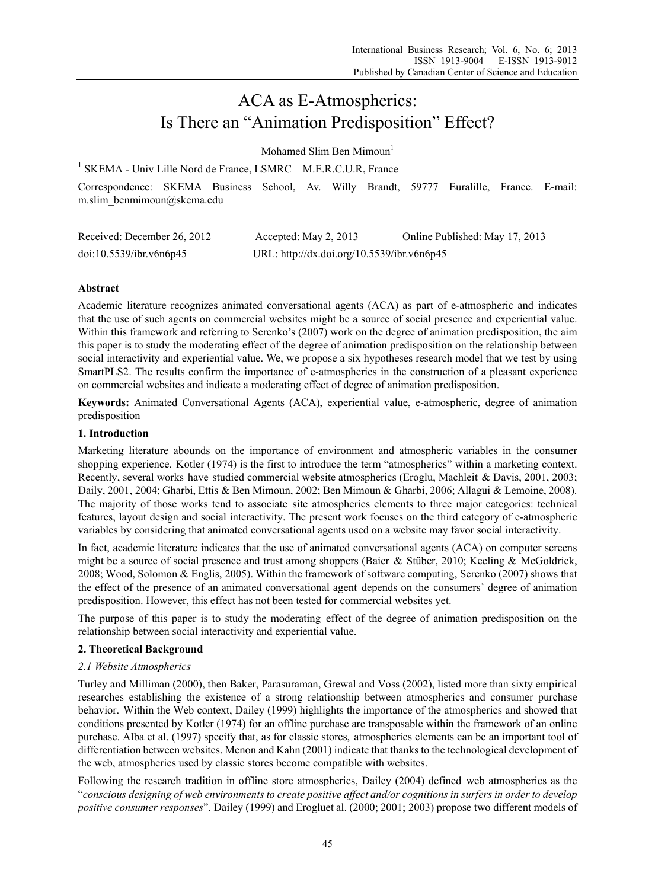# ACA as E-Atmospherics: Is There an "Animation Predisposition" Effect?

Mohamed Slim Ben Mimoun[1]

[1] SKEMA - Univ Lille Nord de France, LSMRC – M.E.R.C.U.R, France

Correspondence: SKEMA Business School, Av. Willy Brandt, 59777 Euralille, France. E-mail: m.slim_benmimoun@skema.edu

Received: December 26, 2012 Accepted: May 2, 2013 Online Published: May 17, 2013

doi:10.5539/ibr.v6n6p45 URL: http://dx.doi.org/10.5539/ibr.v6n6p45

**Abstract**

Academic literature recognizes animated conversational agents (ACA) as part of e-atmospheric and indicates that the use of such agents on commercial websites might be a source of social presence and experiential value. Within this framework and referring to Serenko's (2007) work on the degree of animation predisposition, the aim this paper is to study the moderating effect of the degree of animation predisposition on the relationship between social interactivity and experiential value. We, we propose a six hypotheses research model that we test by using SmartPLS2. The results confirm the importance of e-atmospherics in the construction of a pleasant experience on commercial websites and indicate a moderating effect of degree of animation predisposition.

**Keywords:** Animated Conversational Agents (ACA), experiential value, e-atmospheric, degree of animation predisposition

## 1. Introduction

Marketing literature abounds on the importance of environment and atmospheric variables in the consumer shopping experience. Kotler (1974) is the first to introduce the term "atmospherics" within a marketing context. Recently, several works have studied commercial website atmospherics (Eroglu, Machleit & Davis, 2001, 2003; Daily, 2001, 2004; Gharbi, Ettis & Ben Mimoun, 2002; Ben Mimoun & Gharbi, 2006; Allagui & Lemoine, 2008). The majority of those works tend to associate site atmospherics elements to three major categories: technical features, layout design and social interactivity. The present work focuses on the third category of e-atmospheric variables by considering that animated conversational agents used on a website may favor social interactivity.

In fact, academic literature indicates that the use of animated conversational agents (ACA) on computer screens might be a source of social presence and trust among shoppers (Baier & Stüber, 2010; Keeling & McGoldrick, 2008; Wood, Solomon & Englis, 2005). Within the framework of software computing, Serenko (2007) shows that the effect of the presence of an animated conversational agent depends on the consumers' degree of animation predisposition. However, this effect has not been tested for commercial websites yet.

The purpose of this paper is to study the moderating effect of the degree of animation predisposition on the relationship between social interactivity and experiential value.

## 2. Theoretical Background

### *2.1 Website Atmospherics*

Turley and Milliman (2000), then Baker, Parasuraman, Grewal and Voss (2002), listed more than sixty empirical researches establishing the existence of a strong relationship between atmospherics and consumer purchase behavior. Within the Web context, Dailey (1999) highlights the importance of the atmospherics and showed that conditions presented by Kotler (1974) for an offline purchase are transposable within the framework of an online purchase. Alba et al. (1997) specify that, as for classic stores, atmospherics elements can be an important tool of differentiation between websites. Menon and Kahn (2001) indicate that thanks to the technological development of the web, atmospherics used by classic stores become compatible with websites.

Following the research tradition in offline store atmospherics, Dailey (2004) defined web atmospherics as the "*conscious designing of web environments to create positive affect and/or cognitions in surfers in order to develop positive consumer responses*". Dailey (1999) and Erogluet al. (2000; 2001; 2003) propose two different models of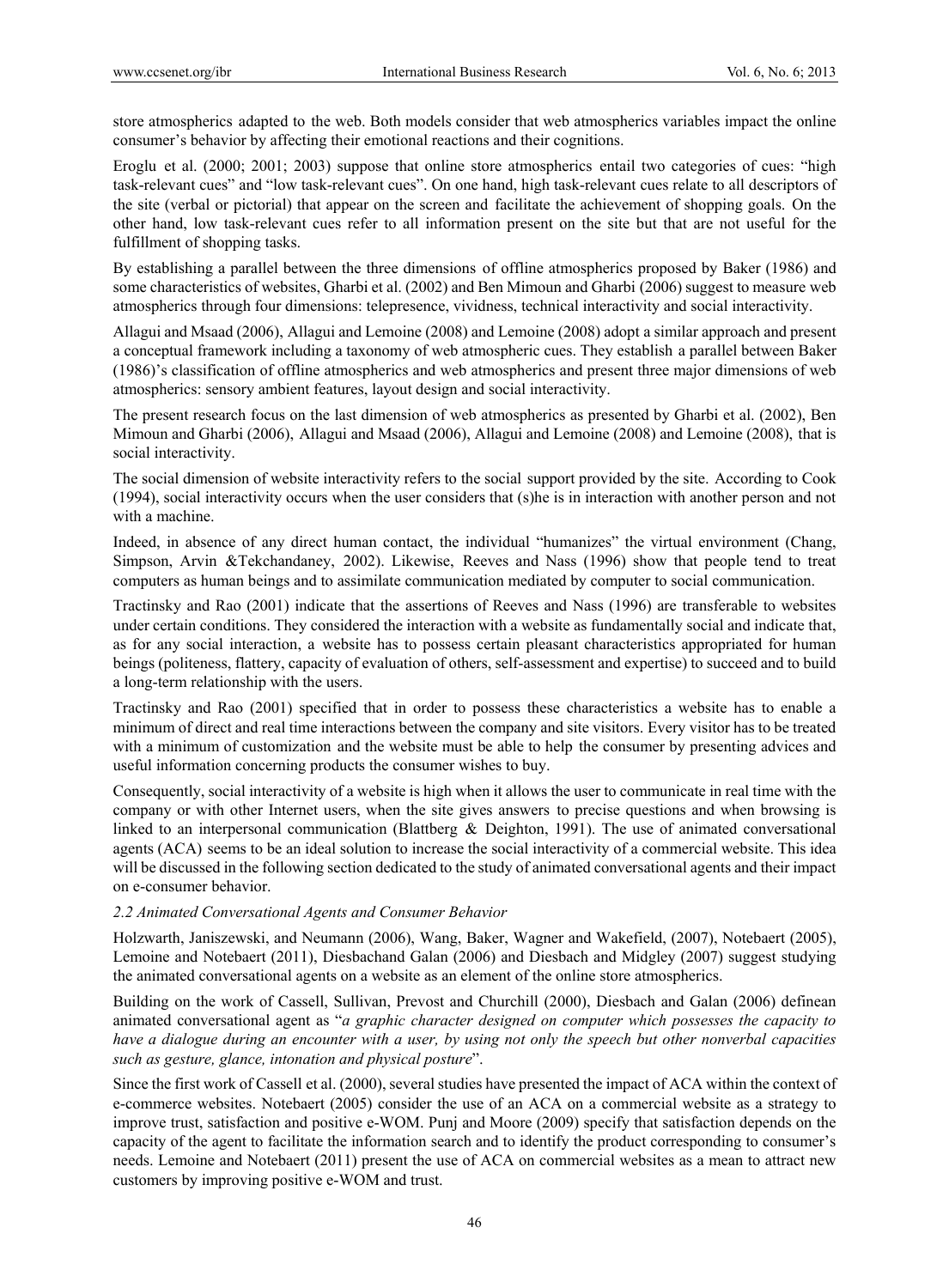store atmospherics adapted to the web. Both models consider that web atmospherics variables impact the online consumer's behavior by affecting their emotional reactions and their cognitions.

Eroglu et al. (2000; 2001; 2003) suppose that online store atmospherics entail two categories of cues: "high task-relevant cues" and "low task-relevant cues". On one hand, high task-relevant cues relate to all descriptors of the site (verbal or pictorial) that appear on the screen and facilitate the achievement of shopping goals. On the other hand, low task-relevant cues refer to all information present on the site but that are not useful for the fulfillment of shopping tasks.

By establishing a parallel between the three dimensions of offline atmospherics proposed by Baker (1986) and some characteristics of websites, Gharbi et al. (2002) and Ben Mimoun and Gharbi (2006) suggest to measure web atmospherics through four dimensions: telepresence, vividness, technical interactivity and social interactivity.

Allagui and Msaad (2006), Allagui and Lemoine (2008) and Lemoine (2008) adopt a similar approach and present a conceptual framework including a taxonomy of web atmospheric cues. They establish a parallel between Baker (1986)'s classification of offline atmospherics and web atmospherics and present three major dimensions of web atmospherics: sensory ambient features, layout design and social interactivity.

The present research focus on the last dimension of web atmospherics as presented by Gharbi et al. (2002), Ben Mimoun and Gharbi (2006), Allagui and Msaad (2006), Allagui and Lemoine (2008) and Lemoine (2008), that is social interactivity.

The social dimension of website interactivity refers to the social support provided by the site. According to Cook (1994), social interactivity occurs when the user considers that (s)he is in interaction with another person and not with a machine.

Indeed, in absence of any direct human contact, the individual "humanizes" the virtual environment (Chang, Simpson, Arvin &Tekchandaney, 2002). Likewise, Reeves and Nass (1996) show that people tend to treat computers as human beings and to assimilate communication mediated by computer to social communication.

Tractinsky and Rao (2001) indicate that the assertions of Reeves and Nass (1996) are transferable to websites under certain conditions. They considered the interaction with a website as fundamentally social and indicate that, as for any social interaction, a website has to possess certain pleasant characteristics appropriated for human beings (politeness, flattery, capacity of evaluation of others, self-assessment and expertise) to succeed and to build a long-term relationship with the users.

Tractinsky and Rao (2001) specified that in order to possess these characteristics a website has to enable a minimum of direct and real time interactions between the company and site visitors. Every visitor has to be treated with a minimum of customization and the website must be able to help the consumer by presenting advices and useful information concerning products the consumer wishes to buy.

Consequently, social interactivity of a website is high when it allows the user to communicate in real time with the company or with other Internet users, when the site gives answers to precise questions and when browsing is linked to an interpersonal communication (Blattberg & Deighton, 1991). The use of animated conversational agents (ACA) seems to be an ideal solution to increase the social interactivity of a commercial website. This idea will be discussed in the following section dedicated to the study of animated conversational agents and their impact on e-consumer behavior.

### *2.2 Animated Conversational Agents and Consumer Behavior*

Holzwarth, Janiszewski, and Neumann (2006), Wang, Baker, Wagner and Wakefield, (2007), Notebaert (2005), Lemoine and Notebaert (2011), Diesbachand Galan (2006) and Diesbach and Midgley (2007) suggest studying the animated conversational agents on a website as an element of the online store atmospherics.

Building on the work of Cassell, Sullivan, Prevost and Churchill (2000), Diesbach and Galan (2006) definean animated conversational agent as "*a graphic character designed on computer which possesses the capacity to have a dialogue during an encounter with a user, by using not only the speech but other nonverbal capacities such as gesture, glance, intonation and physical posture*".

Since the first work of Cassell et al. (2000), several studies have presented the impact of ACA within the context of e-commerce websites. Notebaert (2005) consider the use of an ACA on a commercial website as a strategy to improve trust, satisfaction and positive e-WOM. Punj and Moore (2009) specify that satisfaction depends on the capacity of the agent to facilitate the information search and to identify the product corresponding to consumer's needs. Lemoine and Notebaert (2011) present the use of ACA on commercial websites as a mean to attract new customers by improving positive e-WOM and trust.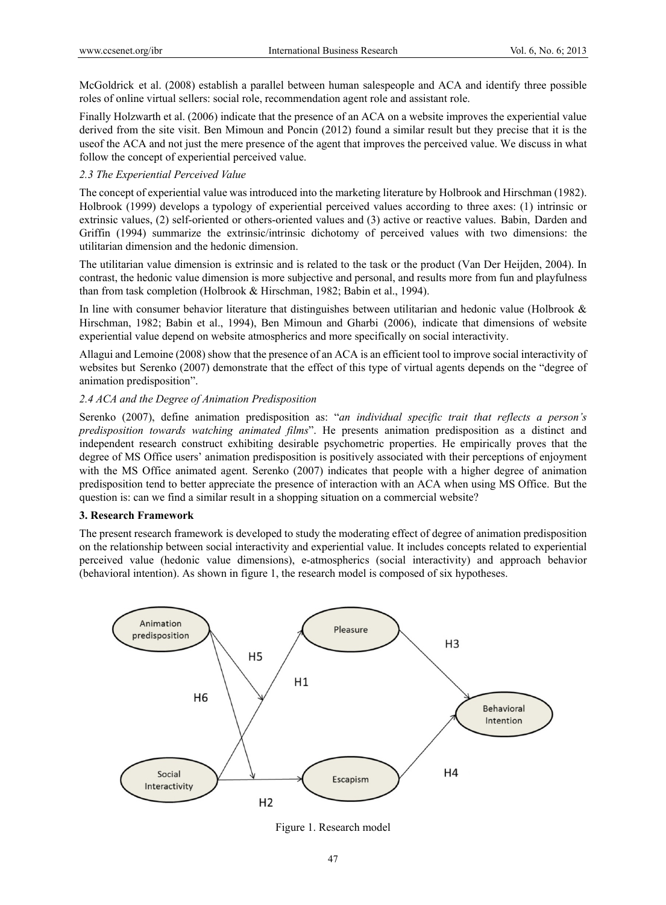McGoldrick et al. (2008) establish a parallel between human salespeople and ACA and identify three possible roles of online virtual sellers: social role, recommendation agent role and assistant role.

Finally Holzwarth et al. (2006) indicate that the presence of an ACA on a website improves the experiential value derived from the site visit. Ben Mimoun and Poncin (2012) found a similar result but they precise that it is the useof the ACA and not just the mere presence of the agent that improves the perceived value. We discuss in what follow the concept of experiential perceived value.

### *2.3 The Experiential Perceived Value*

The concept of experiential value was introduced into the marketing literature by Holbrook and Hirschman (1982). Holbrook (1999) develops a typology of experiential perceived values according to three axes: (1) intrinsic or extrinsic values, (2) self-oriented or others-oriented values and (3) active or reactive values. Babin, Darden and Griffin (1994) summarize the extrinsic/intrinsic dichotomy of perceived values with two dimensions: the utilitarian dimension and the hedonic dimension.

The utilitarian value dimension is extrinsic and is related to the task or the product (Van Der Heijden, 2004). In contrast, the hedonic value dimension is more subjective and personal, and results more from fun and playfulness than from task completion (Holbrook & Hirschman, 1982; Babin et al., 1994).

In line with consumer behavior literature that distinguishes between utilitarian and hedonic value (Holbrook & Hirschman, 1982; Babin et al., 1994), Ben Mimoun and Gharbi (2006), indicate that dimensions of website experiential value depend on website atmospherics and more specifically on social interactivity.

Allagui and Lemoine (2008) show that the presence of an ACA is an efficient tool to improve social interactivity of websites but Serenko (2007) demonstrate that the effect of this type of virtual agents depends on the "degree of animation predisposition".

### *2.4 ACA and the Degree of Animation Predisposition*

Serenko (2007), define animation predisposition as: "*an individual specific trait that reflects a person's predisposition towards watching animated films*". He presents animation predisposition as a distinct and independent research construct exhibiting desirable psychometric properties. He empirically proves that the degree of MS Office users' animation predisposition is positively associated with their perceptions of enjoyment with the MS Office animated agent. Serenko (2007) indicates that people with a higher degree of animation predisposition tend to better appreciate the presence of interaction with an ACA when using MS Office. But the question is: can we find a similar result in a shopping situation on a commercial website?

## **3. Research Framework**

The present research framework is developed to study the moderating effect of degree of animation predisposition on the relationship between social interactivity and experiential value. It includes concepts related to experiential perceived value (hedonic value dimensions), e-atmospherics (social interactivity) and approach behavior (behavioral intention). As shown in figure 1, the research model is composed of six hypotheses.

Figure 1. Research model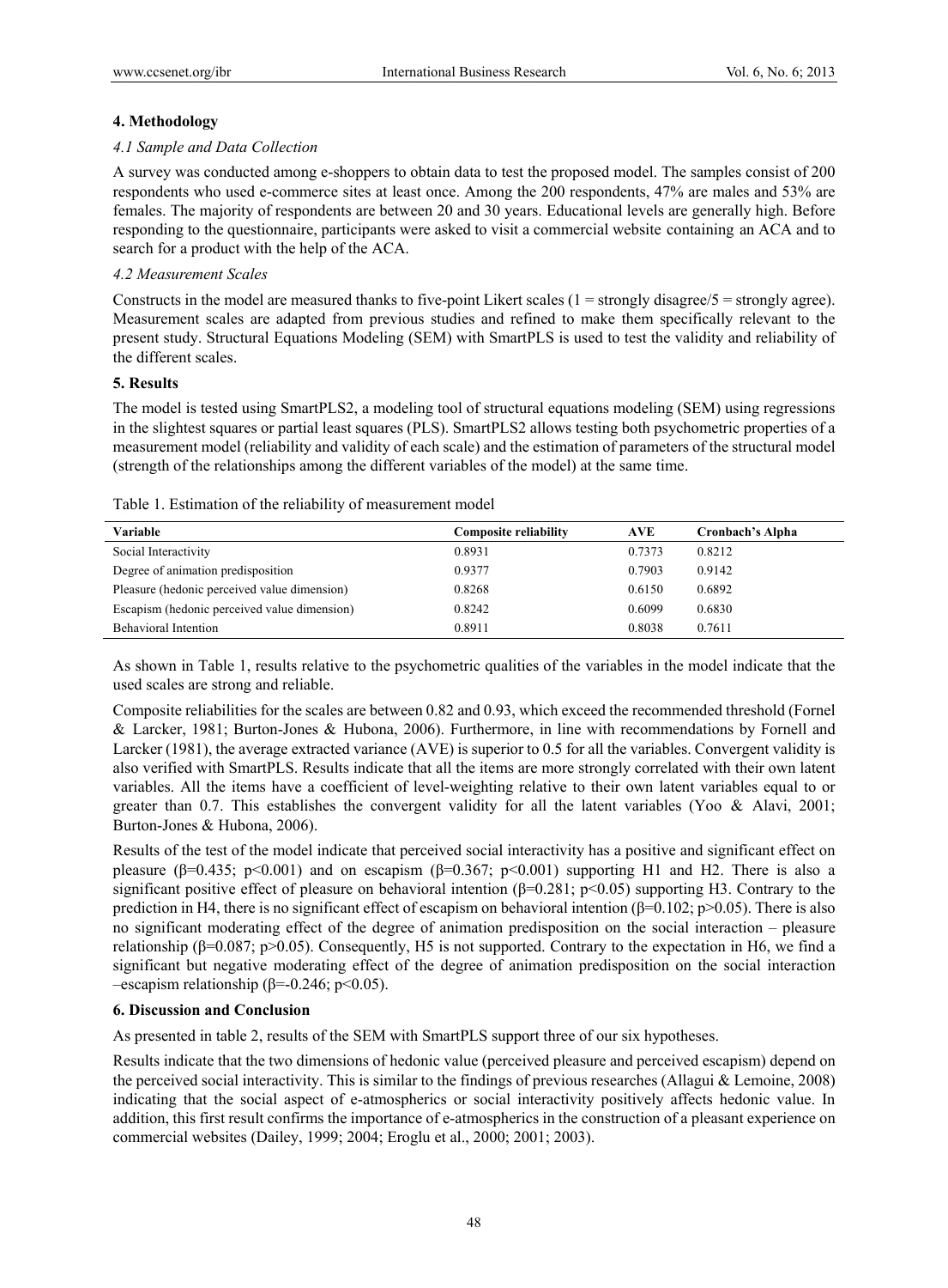## 4. Methodology

### *4.1 Sample and Data Collection*

A survey was conducted among e-shoppers to obtain data to test the proposed model. The samples consist of 200 respondents who used e-commerce sites at least once. Among the 200 respondents, 47% are males and 53% are females. The majority of respondents are between 20 and 30 years. Educational levels are generally high. Before responding to the questionnaire, participants were asked to visit a commercial website containing an ACA and to search for a product with the help of the ACA.

### *4.2 Measurement Scales*

Constructs in the model are measured thanks to five-point Likert scales (1 = strongly disagree/5 = strongly agree). Measurement scales are adapted from previous studies and refined to make them specifically relevant to the present study. Structural Equations Modeling (SEM) with SmartPLS is used to test the validity and reliability of the different scales.

## 5. Results

The model is tested using SmartPLS2, a modeling tool of structural equations modeling (SEM) using regressions in the slightest squares or partial least squares (PLS). SmartPLS2 allows testing both psychometric properties of a measurement model (reliability and validity of each scale) and the estimation of parameters of the structural model (strength of the relationships among the different variables of the model) at the same time.

Table 1. Estimation of the reliability of measurement model

| Variable | Composite reliability | AVE | Cronbach's Alpha |
| --- | --- | --- | --- |
| Social Interactivity | 0.8931 | 0.7373 | 0.8212 |
| Degree of animation predisposition | 0.9377 | 0.7903 | 0.9142 |
| Pleasure (hedonic perceived value dimension) | 0.8268 | 0.6150 | 0.6892 |
| Escapism (hedonic perceived value dimension) | 0.8242 | 0.6099 | 0.6830 |
| Behavioral Intention | 0.8911 | 0.8038 | 0.7611 |

As shown in Table 1, results relative to the psychometric qualities of the variables in the model indicate that the used scales are strong and reliable.

Composite reliabilities for the scales are between 0.82 and 0.93, which exceed the recommended threshold (Fornel & Larcker, 1981; Burton-Jones & Hubona, 2006). Furthermore, in line with recommendations by Fornell and Larcker (1981), the average extracted variance (AVE) is superior to 0.5 for all the variables. Convergent validity is also verified with SmartPLS. Results indicate that all the items are more strongly correlated with their own latent variables. All the items have a coefficient of level-weighting relative to their own latent variables equal to or greater than 0.7. This establishes the convergent validity for all the latent variables (Yoo & Alavi, 2001; Burton-Jones & Hubona, 2006).

Results of the test of the model indicate that perceived social interactivity has a positive and significant effect on pleasure ($\beta=0.435$; $p<0.001$) and on escapism ($\beta=0.367$; $p<0.001$) supporting H1 and H2. There is also a significant positive effect of pleasure on behavioral intention ($\beta=0.281$; $p<0.05$) supporting H3. Contrary to the prediction in H4, there is no significant effect of escapism on behavioral intention ($\beta=0.102$; $p>0.05$). There is also no significant moderating effect of the degree of animation predisposition on the social interaction – pleasure relationship ($\beta=0.087$; $p>0.05$). Consequently, H5 is not supported. Contrary to the expectation in H6, we find a significant but negative moderating effect of the degree of animation predisposition on the social interaction –escapism relationship ($\beta=-0.246$; $p<0.05$).

## 6. Discussion and Conclusion

As presented in table 2, results of the SEM with SmartPLS support three of our six hypotheses.

Results indicate that the two dimensions of hedonic value (perceived pleasure and perceived escapism) depend on the perceived social interactivity. This is similar to the findings of previous researches (Allagui & Lemoine, 2008) indicating that the social aspect of e-atmospherics or social interactivity positively affects hedonic value. In addition, this first result confirms the importance of e-atmospherics in the construction of a pleasant experience on commercial websites (Dailey, 1999; 2004; Eroglu et al., 2000; 2001; 2003).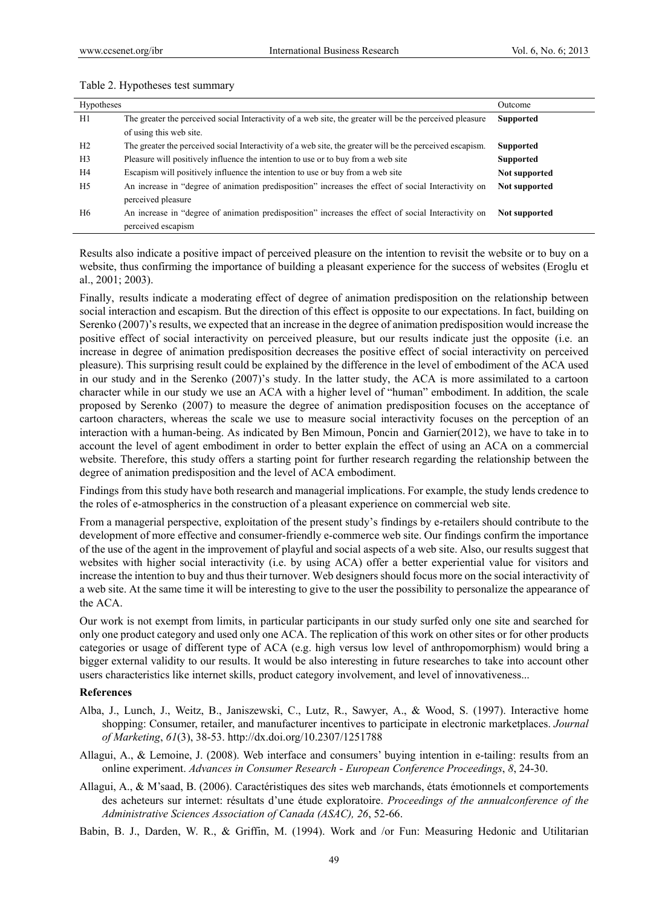Table 2. Hypotheses test summary

| Hypotheses | | Outcome |
|---|---|---|
| H1 | The greater the perceived social Interactivity of a web site, the greater will be the perceived pleasure of using this web site. | **Supported** |
| H2 | The greater the perceived social Interactivity of a web site, the greater will be the perceived escapism. | **Supported** |
| H3 | Pleasure will positively influence the intention to use or to buy from a web site | **Supported** |
| H4 | Escapism will positively influence the intention to use or buy from a web site | **Not supported** |
| H5 | An increase in "degree of animation predisposition" increases the effect of social Interactivity on perceived pleasure | **Not supported** |
| H6 | An increase in "degree of animation predisposition" increases the effect of social Interactivity on perceived escapism | **Not supported** |

Results also indicate a positive impact of perceived pleasure on the intention to revisit the website or to buy on a website, thus confirming the importance of building a pleasant experience for the success of websites (Eroglu et al., 2001; 2003).

Finally, results indicate a moderating effect of degree of animation predisposition on the relationship between social interaction and escapism. But the direction of this effect is opposite to our expectations. In fact, building on Serenko (2007)'s results, we expected that an increase in the degree of animation predisposition would increase the positive effect of social interactivity on perceived pleasure, but our results indicate just the opposite (i.e. an increase in degree of animation predisposition decreases the positive effect of social interactivity on perceived pleasure). This surprising result could be explained by the difference in the level of embodiment of the ACA used in our study and in the Serenko (2007)'s study. In the latter study, the ACA is more assimilated to a cartoon character while in our study we use an ACA with a higher level of "human" embodiment. In addition, the scale proposed by Serenko (2007) to measure the degree of animation predisposition focuses on the acceptance of cartoon characters, whereas the scale we use to measure social interactivity focuses on the perception of an interaction with a human-being. As indicated by Ben Mimoun, Poncin and Garnier(2012), we have to take in to account the level of agent embodiment in order to better explain the effect of using an ACA on a commercial website. Therefore, this study offers a starting point for further research regarding the relationship between the degree of animation predisposition and the level of ACA embodiment.

Findings from this study have both research and managerial implications. For example, the study lends credence to the roles of e-atmospherics in the construction of a pleasant experience on commercial web site.

From a managerial perspective, exploitation of the present study's findings by e-retailers should contribute to the development of more effective and consumer-friendly e-commerce web site. Our findings confirm the importance of the use of the agent in the improvement of playful and social aspects of a web site. Also, our results suggest that websites with higher social interactivity (i.e. by using ACA) offer a better experiential value for visitors and increase the intention to buy and thus their turnover. Web designers should focus more on the social interactivity of a web site. At the same time it will be interesting to give to the user the possibility to personalize the appearance of the ACA.

Our work is not exempt from limits, in particular participants in our study surfed only one site and searched for only one product category and used only one ACA. The replication of this work on other sites or for other products categories or usage of different type of ACA (e.g. high versus low level of anthropomorphism) would bring a bigger external validity to our results. It would be also interesting in future researches to take into account other users characteristics like internet skills, product category involvement, and level of innovativeness...

## References

Alba, J., Lunch, J., Weitz, B., Janiszewski, C., Lutz, R., Sawyer, A., & Wood, S. (1997). Interactive home shopping: Consumer, retailer, and manufacturer incentives to participate in electronic marketplaces. *Journal of Marketing*, *61*(3), 38-53. http://dx.doi.org/10.2307/1251788

Allagui, A., & Lemoine, J. (2008). Web interface and consumers' buying intention in e-tailing: results from an online experiment. *Advances in Consumer Research - European Conference Proceedings*, *8*, 24-30.

Allagui, A., & M'saad, B. (2006). Caractéristiques des sites web marchands, états émotionnels et comportements des acheteurs sur internet: résultats d'une étude exploratoire. *Proceedings of the annualconference of the Administrative Sciences Association of Canada (ASAC), 26*, 52-66.

Babin, B. J., Darden, W. R., & Griffin, M. (1994). Work and /or Fun: Measuring Hedonic and Utilitarian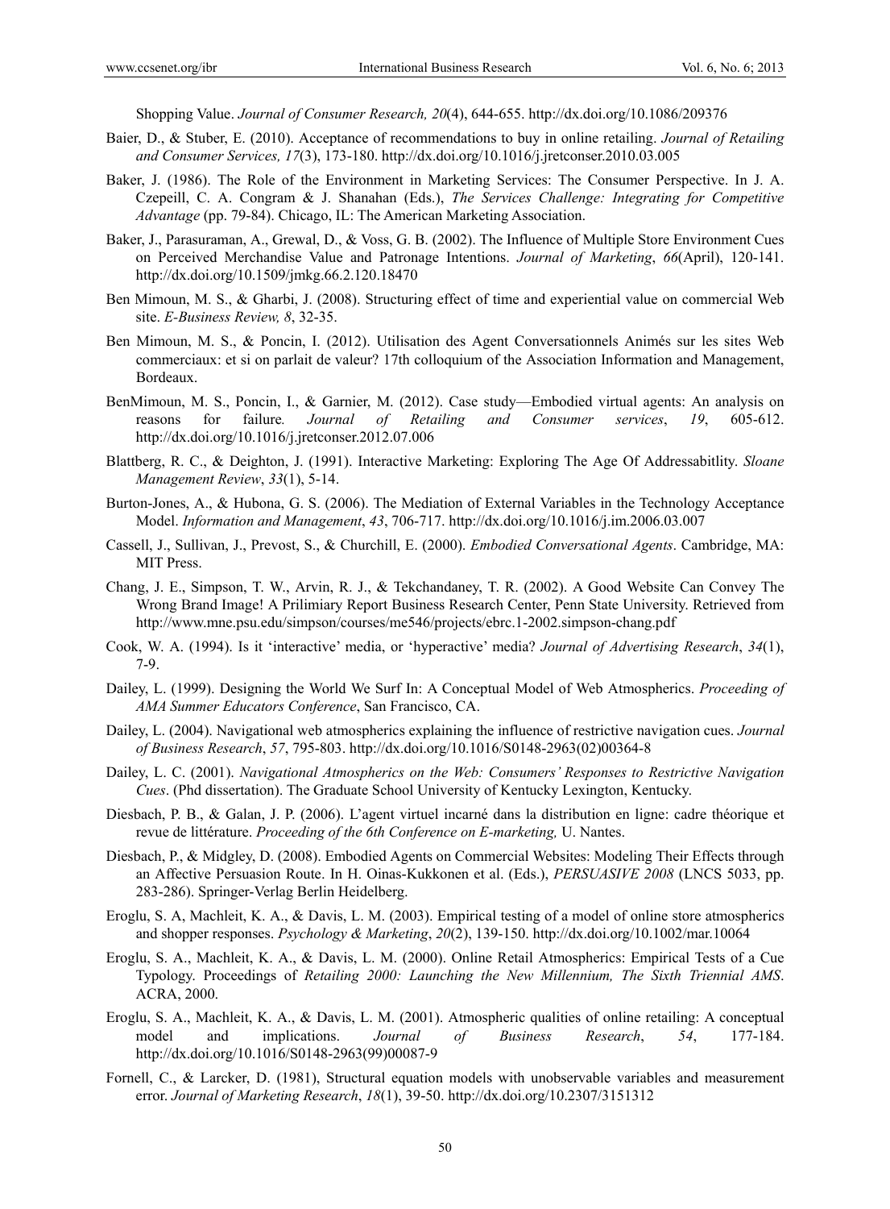Shopping Value. *Journal of Consumer Research, 20*(4), 644-655. http://dx.doi.org/10.1086/209376

Baier, D., & Stuber, E. (2010). Acceptance of recommendations to buy in online retailing. *Journal of Retailing and Consumer Services, 17*(3), 173-180. http://dx.doi.org/10.1016/j.jretconser.2010.03.005

Baker, J. (1986). The Role of the Environment in Marketing Services: The Consumer Perspective. In J. A. Czepeill, C. A. Congram & J. Shanahan (Eds.), *The Services Challenge: Integrating for Competitive Advantage* (pp. 79-84). Chicago, IL: The American Marketing Association.

Baker, J., Parasuraman, A., Grewal, D., & Voss, G. B. (2002). The Influence of Multiple Store Environment Cues on Perceived Merchandise Value and Patronage Intentions. *Journal of Marketing*, *66*(April), 120-141. http://dx.doi.org/10.1509/jmkg.66.2.120.18470

Ben Mimoun, M. S., & Gharbi, J. (2008). Structuring effect of time and experiential value on commercial Web site. *E-Business Review, 8*, 32-35.

Ben Mimoun, M. S., & Poncin, I. (2012). Utilisation des Agent Conversationnels Animés sur les sites Web commerciaux: et si on parlait de valeur? 17th colloquium of the Association Information and Management, Bordeaux.

BenMimoun, M. S., Poncin, I., & Garnier, M. (2012). Case study—Embodied virtual agents: An analysis on reasons for failure*. Journal of Retailing and Consumer services*, *19*, 605-612. http://dx.doi.org/10.1016/j.jretconser.2012.07.006

Blattberg, R. C., & Deighton, J. (1991). Interactive Marketing: Exploring The Age Of Addressabitlity. *Sloane Management Review*, *33*(1), 5-14.

Burton-Jones, A., & Hubona, G. S. (2006). The Mediation of External Variables in the Technology Acceptance Model. *Information and Management*, *43*, 706-717. http://dx.doi.org/10.1016/j.im.2006.03.007

Cassell, J., Sullivan, J., Prevost, S., & Churchill, E. (2000). *Embodied Conversational Agents*. Cambridge, MA: MIT Press.

Chang, J. E., Simpson, T. W., Arvin, R. J., & Tekchandaney, T. R. (2002). A Good Website Can Convey The Wrong Brand Image! A Prilimiary Report Business Research Center, Penn State University. Retrieved from http://www.mne.psu.edu/simpson/courses/me546/projects/ebrc.1-2002.simpson-chang.pdf

Cook, W. A. (1994). Is it 'interactive' media, or 'hyperactive' media? *Journal of Advertising Research*, *34*(1), 7-9.

Dailey, L. (1999). Designing the World We Surf In: A Conceptual Model of Web Atmospherics. *Proceeding of AMA Summer Educators Conference*, San Francisco, CA.

Dailey, L. (2004). Navigational web atmospherics explaining the influence of restrictive navigation cues. *Journal of Business Research*, *57*, 795-803. http://dx.doi.org/10.1016/S0148-2963(02)00364-8

Dailey, L. C. (2001). *Navigational Atmospherics on the Web: Consumers' Responses to Restrictive Navigation Cues*. (Phd dissertation). The Graduate School University of Kentucky Lexington, Kentucky.

Diesbach, P. B., & Galan, J. P. (2006). L'agent virtuel incarné dans la distribution en ligne: cadre théorique et revue de littérature. *Proceeding of the 6th Conference on E-marketing,* U. Nantes.

Diesbach, P., & Midgley, D. (2008). Embodied Agents on Commercial Websites: Modeling Their Effects through an Affective Persuasion Route. In H. Oinas-Kukkonen et al. (Eds.), *PERSUASIVE 2008* (LNCS 5033, pp. 283-286). Springer-Verlag Berlin Heidelberg.

Eroglu, S. A, Machleit, K. A., & Davis, L. M. (2003). Empirical testing of a model of online store atmospherics and shopper responses. *Psychology & Marketing*, *20*(2), 139-150. http://dx.doi.org/10.1002/mar.10064

Eroglu, S. A., Machleit, K. A., & Davis, L. M. (2000). Online Retail Atmospherics: Empirical Tests of a Cue Typology. Proceedings of *Retailing 2000: Launching the New Millennium, The Sixth Triennial AMS*. ACRA, 2000.

Eroglu, S. A., Machleit, K. A., & Davis, L. M. (2001). Atmospheric qualities of online retailing: A conceptual model and implications. *Journal of Business Research*, *54*, 177-184. http://dx.doi.org/10.1016/S0148-2963(99)00087-9

Fornell, C., & Larcker, D. (1981), Structural equation models with unobservable variables and measurement error. *Journal of Marketing Research*, *18*(1), 39-50. http://dx.doi.org/10.2307/3151312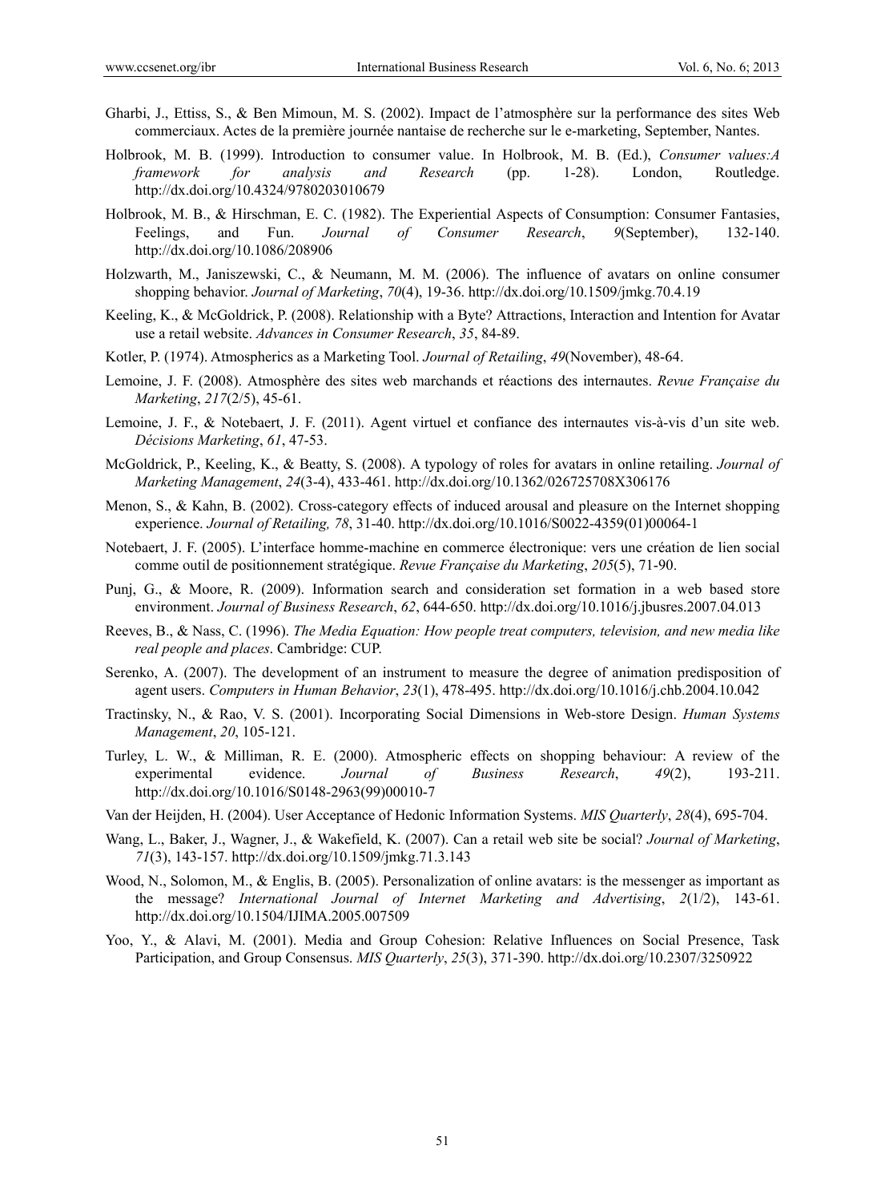Gharbi, J., Ettiss, S., & Ben Mimoun, M. S. (2002). Impact de l'atmosphère sur la performance des sites Web commerciaux. Actes de la première journée nantaise de recherche sur le e-marketing, September, Nantes.

Holbrook, M. B. (1999). Introduction to consumer value. In Holbrook, M. B. (Ed.), *Consumer values:A framework for analysis and Research* (pp. 1-28). London, Routledge. http://dx.doi.org/10.4324/9780203010679

Holbrook, M. B., & Hirschman, E. C. (1982). The Experiential Aspects of Consumption: Consumer Fantasies, Feelings, and Fun. *Journal of Consumer Research*, *9*(September), 132-140. http://dx.doi.org/10.1086/208906

Holzwarth, M., Janiszewski, C., & Neumann, M. M. (2006). The influence of avatars on online consumer shopping behavior. *Journal of Marketing*, *70*(4), 19-36. http://dx.doi.org/10.1509/jmkg.70.4.19

Keeling, K., & McGoldrick, P. (2008). Relationship with a Byte? Attractions, Interaction and Intention for Avatar use a retail website. *Advances in Consumer Research*, *35*, 84-89.

Kotler, P. (1974). Atmospherics as a Marketing Tool. *Journal of Retailing*, *49*(November), 48-64.

Lemoine, J. F. (2008). Atmosphère des sites web marchands et réactions des internautes. *Revue Française du Marketing*, *217*(2/5), 45-61.

Lemoine, J. F., & Notebaert, J. F. (2011). Agent virtuel et confiance des internautes vis-à-vis d'un site web. *Décisions Marketing*, *61*, 47-53.

McGoldrick, P., Keeling, K., & Beatty, S. (2008). A typology of roles for avatars in online retailing. *Journal of Marketing Management*, *24*(3-4), 433-461. http://dx.doi.org/10.1362/026725708X306176

Menon, S., & Kahn, B. (2002). Cross-category effects of induced arousal and pleasure on the Internet shopping experience. *Journal of Retailing, 78*, 31-40. http://dx.doi.org/10.1016/S0022-4359(01)00064-1

Notebaert, J. F. (2005). L'interface homme-machine en commerce électronique: vers une création de lien social comme outil de positionnement stratégique. *Revue Française du Marketing*, *205*(5), 71-90.

Punj, G., & Moore, R. (2009). Information search and consideration set formation in a web based store environment. *Journal of Business Research*, *62*, 644-650. http://dx.doi.org/10.1016/j.jbusres.2007.04.013

Reeves, B., & Nass, C. (1996). *The Media Equation: How people treat computers, television, and new media like real people and places*. Cambridge: CUP.

Serenko, A. (2007). The development of an instrument to measure the degree of animation predisposition of agent users. *Computers in Human Behavior*, *23*(1), 478-495. http://dx.doi.org/10.1016/j.chb.2004.10.042

Tractinsky, N., & Rao, V. S. (2001). Incorporating Social Dimensions in Web-store Design. *Human Systems Management*, *20*, 105-121.

Turley, L. W., & Milliman, R. E. (2000). Atmospheric effects on shopping behaviour: A review of the experimental evidence. *Journal of Business Research*, *49*(2), 193-211. http://dx.doi.org/10.1016/S0148-2963(99)00010-7

Van der Heijden, H. (2004). User Acceptance of Hedonic Information Systems. *MIS Quarterly*, *28*(4), 695-704.

Wang, L., Baker, J., Wagner, J., & Wakefield, K. (2007). Can a retail web site be social? *Journal of Marketing*, *71*(3), 143-157. http://dx.doi.org/10.1509/jmkg.71.3.143

Wood, N., Solomon, M., & Englis, B. (2005). Personalization of online avatars: is the messenger as important as the message? *International Journal of Internet Marketing and Advertising*, *2*(1/2), 143-61. http://dx.doi.org/10.1504/IJIMA.2005.007509

Yoo, Y., & Alavi, M. (2001). Media and Group Cohesion: Relative Influences on Social Presence, Task Participation, and Group Consensus. *MIS Quarterly*, *25*(3), 371-390. http://dx.doi.org/10.2307/3250922